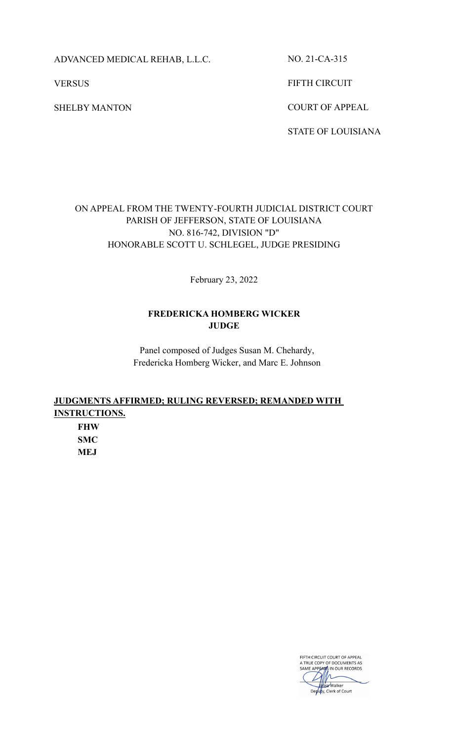ADVANCED MEDICAL REHAB, L.L.C.

VERSUS

SHELBY MANTON

NO. 21-CA-315

FIFTH CIRCUIT

COURT OF APPEAL

STATE OF LOUISIANA

ON APPEAL FROM THE TWENTY-FOURTH JUDICIAL DISTRICT COURT
PARISH OF JEFFERSON, STATE OF LOUISIANA
NO. 816-742, DIVISION "D"
HONORABLE SCOTT U. SCHLEGEL, JUDGE PRESIDING

February 23, 2022

**FREDERICKA HOMBERG WICKER**
**JUDGE**

Panel composed of Judges Susan M. Chehardy,
Fredericka Homberg Wicker, and Marc E. Johnson

**JUDGMENTS AFFIRMED; RULING REVERSED; REMANDED WITH INSTRUCTIONS.**

**FHW**
**SMC**
**MEJ**

FIFTH CIRCUIT COURT OF APPEAL
A TRUE COPY OF DOCUMENTS AS
SAME APPEARS IN OUR RECORDS

Lolisa Walker
Deputy, Clerk of Court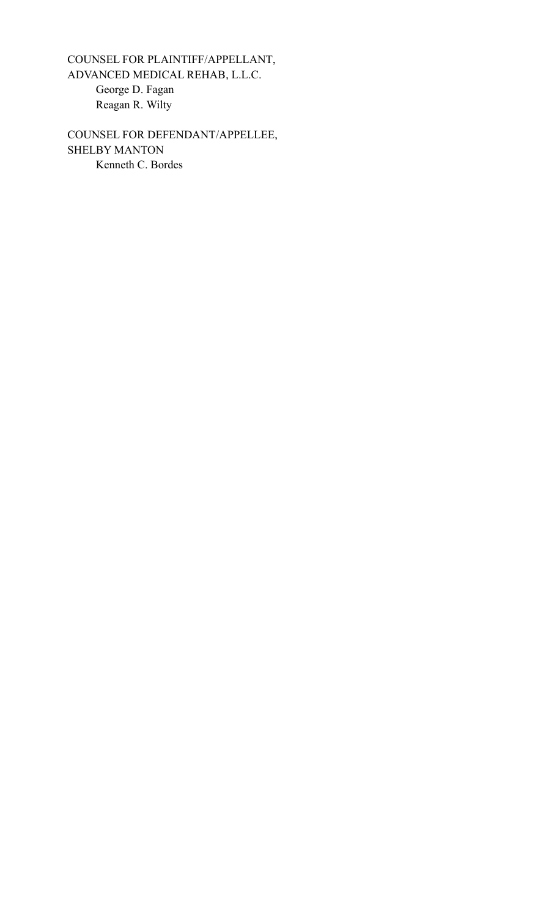COUNSEL FOR PLAINTIFF/APPELLANT,
ADVANCED MEDICAL REHAB, L.L.C.

George D. Fagan
Reagan R. Wilty

COUNSEL FOR DEFENDANT/APPELLEE,
SHELBY MANTON

Kenneth C. Bordes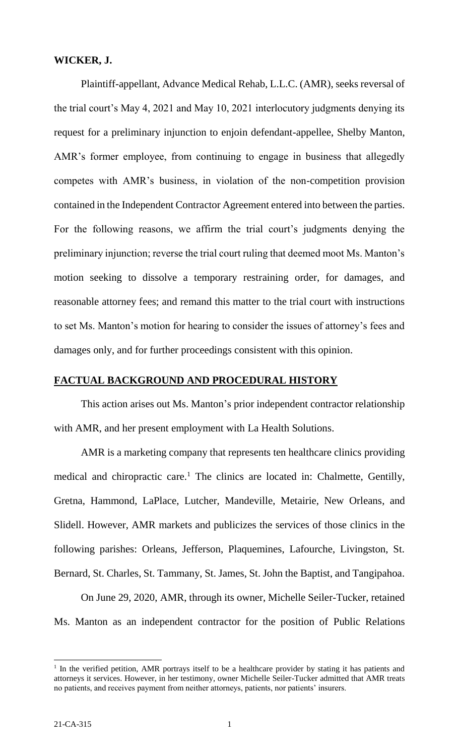**WICKER, J.**

Plaintiff-appellant, Advance Medical Rehab, L.L.C. (AMR), seeks reversal of the trial court's May 4, 2021 and May 10, 2021 interlocutory judgments denying its request for a preliminary injunction to enjoin defendant-appellee, Shelby Manton, AMR's former employee, from continuing to engage in business that allegedly competes with AMR's business, in violation of the non-competition provision contained in the Independent Contractor Agreement entered into between the parties. For the following reasons, we affirm the trial court's judgments denying the preliminary injunction; reverse the trial court ruling that deemed moot Ms. Manton's motion seeking to dissolve a temporary restraining order, for damages, and reasonable attorney fees; and remand this matter to the trial court with instructions to set Ms. Manton's motion for hearing to consider the issues of attorney's fees and damages only, and for further proceedings consistent with this opinion.

**FACTUAL BACKGROUND AND PROCEDURAL HISTORY**

This action arises out Ms. Manton's prior independent contractor relationship with AMR, and her present employment with La Health Solutions.

AMR is a marketing company that represents ten healthcare clinics providing medical and chiropractic care.[1] The clinics are located in: Chalmette, Gentilly, Gretna, Hammond, LaPlace, Lutcher, Mandeville, Metairie, New Orleans, and Slidell. However, AMR markets and publicizes the services of those clinics in the following parishes: Orleans, Jefferson, Plaquemines, Lafourche, Livingston, St. Bernard, St. Charles, St. Tammany, St. James, St. John the Baptist, and Tangipahoa.

On June 29, 2020, AMR, through its owner, Michelle Seiler-Tucker, retained Ms. Manton as an independent contractor for the position of Public Relations

[1] In the verified petition, AMR portrays itself to be a healthcare provider by stating it has patients and attorneys it services. However, in her testimony, owner Michelle Seiler-Tucker admitted that AMR treats no patients, and receives payment from neither attorneys, patients, nor patients' insurers.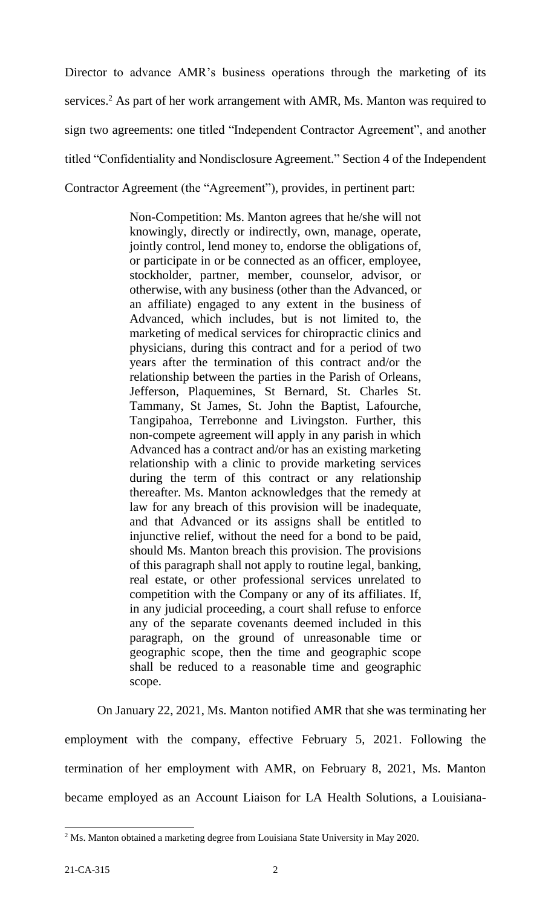Director to advance AMR's business operations through the marketing of its services.[2] As part of her work arrangement with AMR, Ms. Manton was required to sign two agreements: one titled "Independent Contractor Agreement", and another titled "Confidentiality and Nondisclosure Agreement." Section 4 of the Independent Contractor Agreement (the "Agreement"), provides, in pertinent part:

> Non-Competition: Ms. Manton agrees that he/she will not knowingly, directly or indirectly, own, manage, operate, jointly control, lend money to, endorse the obligations of, or participate in or be connected as an officer, employee, stockholder, partner, member, counselor, advisor, or otherwise, with any business (other than the Advanced, or an affiliate) engaged to any extent in the business of Advanced, which includes, but is not limited to, the marketing of medical services for chiropractic clinics and physicians, during this contract and for a period of two years after the termination of this contract and/or the relationship between the parties in the Parish of Orleans, Jefferson, Plaquemines, St Bernard, St. Charles St. Tammany, St James, St. John the Baptist, Lafourche, Tangipahoa, Terrebonne and Livingston. Further, this non-compete agreement will apply in any parish in which Advanced has a contract and/or has an existing marketing relationship with a clinic to provide marketing services during the term of this contract or any relationship thereafter. Ms. Manton acknowledges that the remedy at law for any breach of this provision will be inadequate, and that Advanced or its assigns shall be entitled to injunctive relief, without the need for a bond to be paid, should Ms. Manton breach this provision. The provisions of this paragraph shall not apply to routine legal, banking, real estate, or other professional services unrelated to competition with the Company or any of its affiliates. If, in any judicial proceeding, a court shall refuse to enforce any of the separate covenants deemed included in this paragraph, on the ground of unreasonable time or geographic scope, then the time and geographic scope shall be reduced to a reasonable time and geographic scope.

On January 22, 2021, Ms. Manton notified AMR that she was terminating her employment with the company, effective February 5, 2021. Following the termination of her employment with AMR, on February 8, 2021, Ms. Manton became employed as an Account Liaison for LA Health Solutions, a Louisiana-

[2] Ms. Manton obtained a marketing degree from Louisiana State University in May 2020.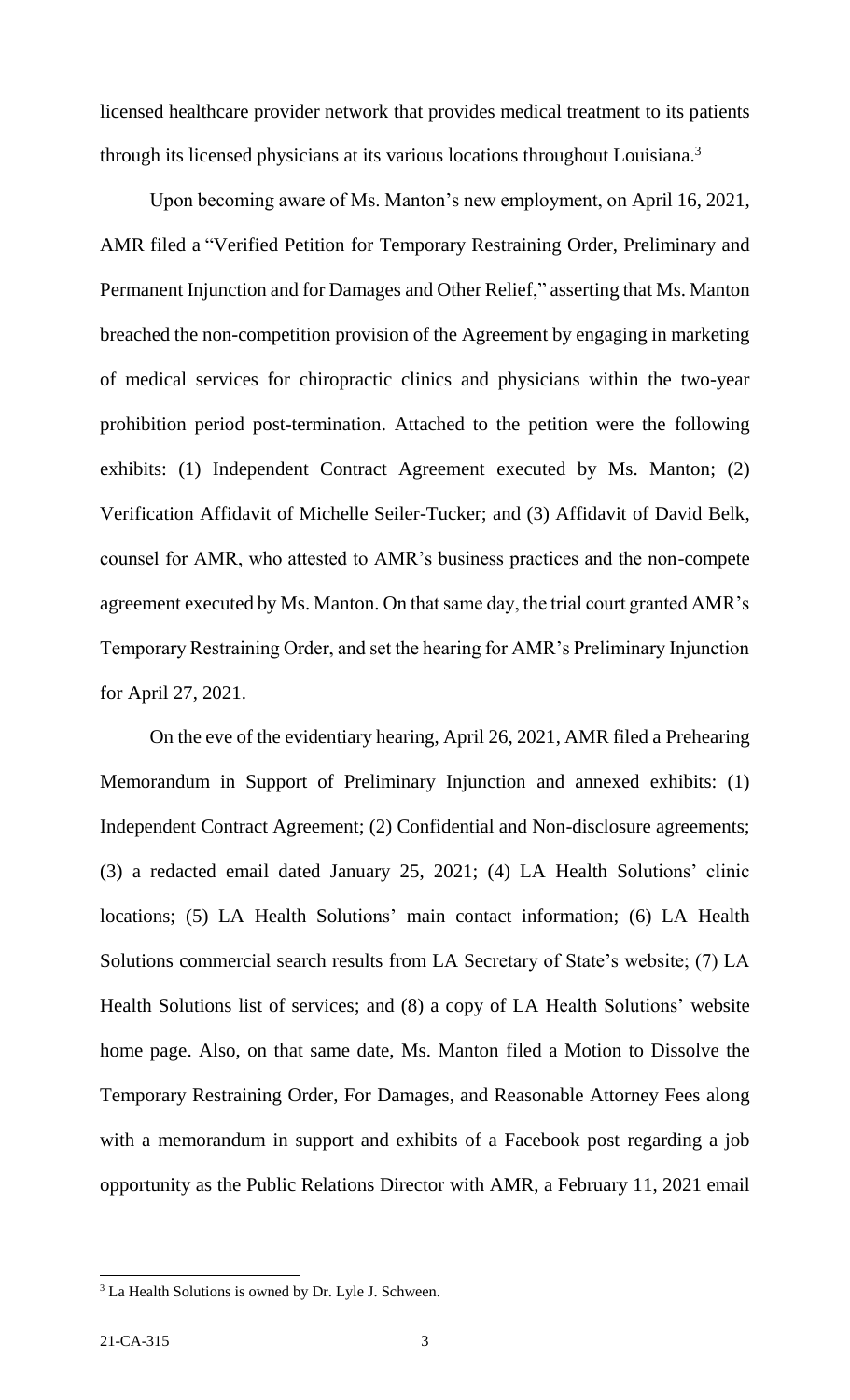licensed healthcare provider network that provides medical treatment to its patients through its licensed physicians at its various locations throughout Louisiana.[3]

Upon becoming aware of Ms. Manton's new employment, on April 16, 2021, AMR filed a "Verified Petition for Temporary Restraining Order, Preliminary and Permanent Injunction and for Damages and Other Relief," asserting that Ms. Manton breached the non-competition provision of the Agreement by engaging in marketing of medical services for chiropractic clinics and physicians within the two-year prohibition period post-termination. Attached to the petition were the following exhibits: (1) Independent Contract Agreement executed by Ms. Manton; (2) Verification Affidavit of Michelle Seiler-Tucker; and (3) Affidavit of David Belk, counsel for AMR, who attested to AMR's business practices and the non-compete agreement executed by Ms. Manton. On that same day, the trial court granted AMR's Temporary Restraining Order, and set the hearing for AMR's Preliminary Injunction for April 27, 2021.

On the eve of the evidentiary hearing, April 26, 2021, AMR filed a Prehearing Memorandum in Support of Preliminary Injunction and annexed exhibits: (1) Independent Contract Agreement; (2) Confidential and Non-disclosure agreements; (3) a redacted email dated January 25, 2021; (4) LA Health Solutions' clinic locations; (5) LA Health Solutions' main contact information; (6) LA Health Solutions commercial search results from LA Secretary of State's website; (7) LA Health Solutions list of services; and (8) a copy of LA Health Solutions' website home page. Also, on that same date, Ms. Manton filed a Motion to Dissolve the Temporary Restraining Order, For Damages, and Reasonable Attorney Fees along with a memorandum in support and exhibits of a Facebook post regarding a job opportunity as the Public Relations Director with AMR, a February 11, 2021 email

[3] La Health Solutions is owned by Dr. Lyle J. Schween.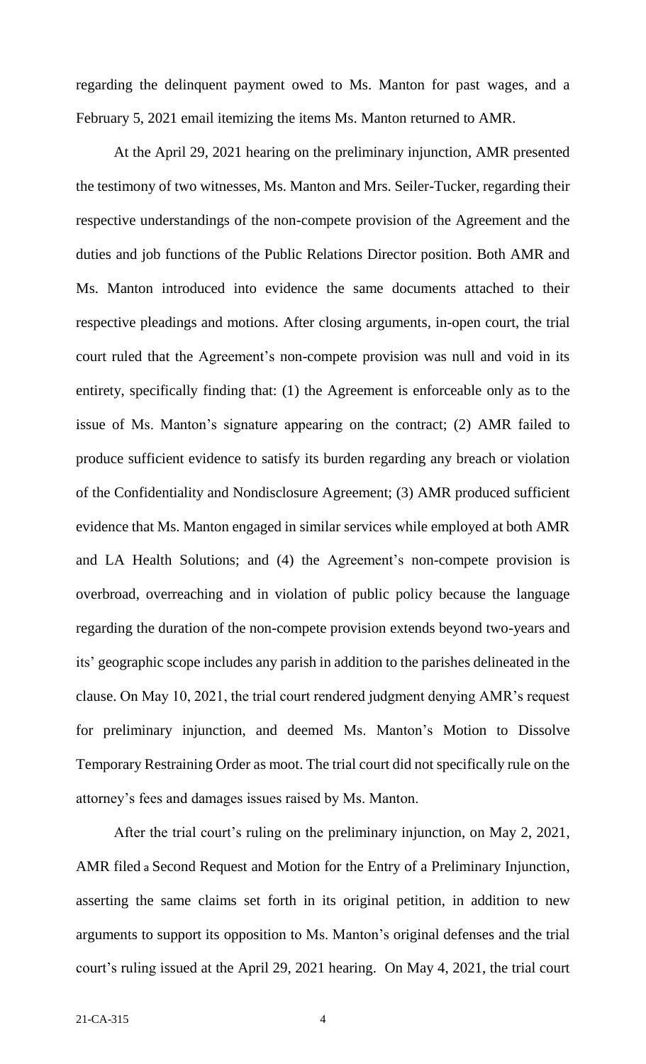regarding the delinquent payment owed to Ms. Manton for past wages, and a February 5, 2021 email itemizing the items Ms. Manton returned to AMR.

At the April 29, 2021 hearing on the preliminary injunction, AMR presented the testimony of two witnesses, Ms. Manton and Mrs. Seiler-Tucker, regarding their respective understandings of the non-compete provision of the Agreement and the duties and job functions of the Public Relations Director position. Both AMR and Ms. Manton introduced into evidence the same documents attached to their respective pleadings and motions. After closing arguments, in-open court, the trial court ruled that the Agreement's non-compete provision was null and void in its entirety, specifically finding that: (1) the Agreement is enforceable only as to the issue of Ms. Manton's signature appearing on the contract; (2) AMR failed to produce sufficient evidence to satisfy its burden regarding any breach or violation of the Confidentiality and Nondisclosure Agreement; (3) AMR produced sufficient evidence that Ms. Manton engaged in similar services while employed at both AMR and LA Health Solutions; and (4) the Agreement's non-compete provision is overbroad, overreaching and in violation of public policy because the language regarding the duration of the non-compete provision extends beyond two-years and its' geographic scope includes any parish in addition to the parishes delineated in the clause. On May 10, 2021, the trial court rendered judgment denying AMR's request for preliminary injunction, and deemed Ms. Manton's Motion to Dissolve Temporary Restraining Order as moot. The trial court did not specifically rule on the attorney's fees and damages issues raised by Ms. Manton.

After the trial court's ruling on the preliminary injunction, on May 2, 2021, AMR filed a Second Request and Motion for the Entry of a Preliminary Injunction, asserting the same claims set forth in its original petition, in addition to new arguments to support its opposition to Ms. Manton's original defenses and the trial court's ruling issued at the April 29, 2021 hearing. On May 4, 2021, the trial court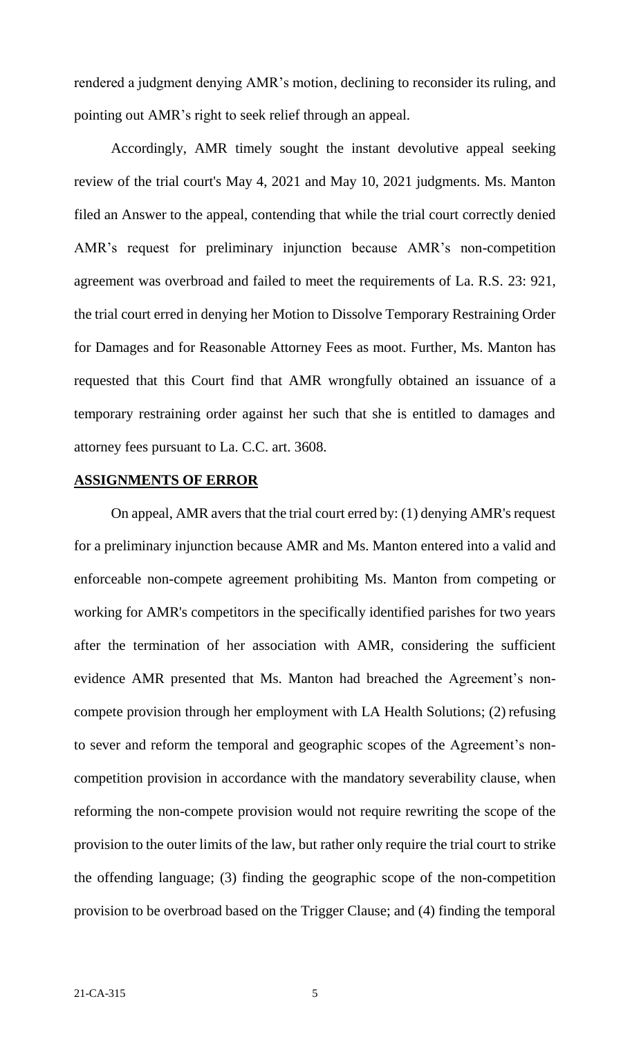rendered a judgment denying AMR's motion, declining to reconsider its ruling, and pointing out AMR's right to seek relief through an appeal.

Accordingly, AMR timely sought the instant devolutive appeal seeking review of the trial court's May 4, 2021 and May 10, 2021 judgments. Ms. Manton filed an Answer to the appeal, contending that while the trial court correctly denied AMR's request for preliminary injunction because AMR's non-competition agreement was overbroad and failed to meet the requirements of La. R.S. 23: 921, the trial court erred in denying her Motion to Dissolve Temporary Restraining Order for Damages and for Reasonable Attorney Fees as moot. Further, Ms. Manton has requested that this Court find that AMR wrongfully obtained an issuance of a temporary restraining order against her such that she is entitled to damages and attorney fees pursuant to La. C.C. art. 3608.

## ASSIGNMENTS OF ERROR

On appeal, AMR avers that the trial court erred by: (1) denying AMR's request for a preliminary injunction because AMR and Ms. Manton entered into a valid and enforceable non-compete agreement prohibiting Ms. Manton from competing or working for AMR's competitors in the specifically identified parishes for two years after the termination of her association with AMR, considering the sufficient evidence AMR presented that Ms. Manton had breached the Agreement's non-compete provision through her employment with LA Health Solutions; (2) refusing to sever and reform the temporal and geographic scopes of the Agreement's non-competition provision in accordance with the mandatory severability clause, when reforming the non-compete provision would not require rewriting the scope of the provision to the outer limits of the law, but rather only require the trial court to strike the offending language; (3) finding the geographic scope of the non-competition provision to be overbroad based on the Trigger Clause; and (4) finding the temporal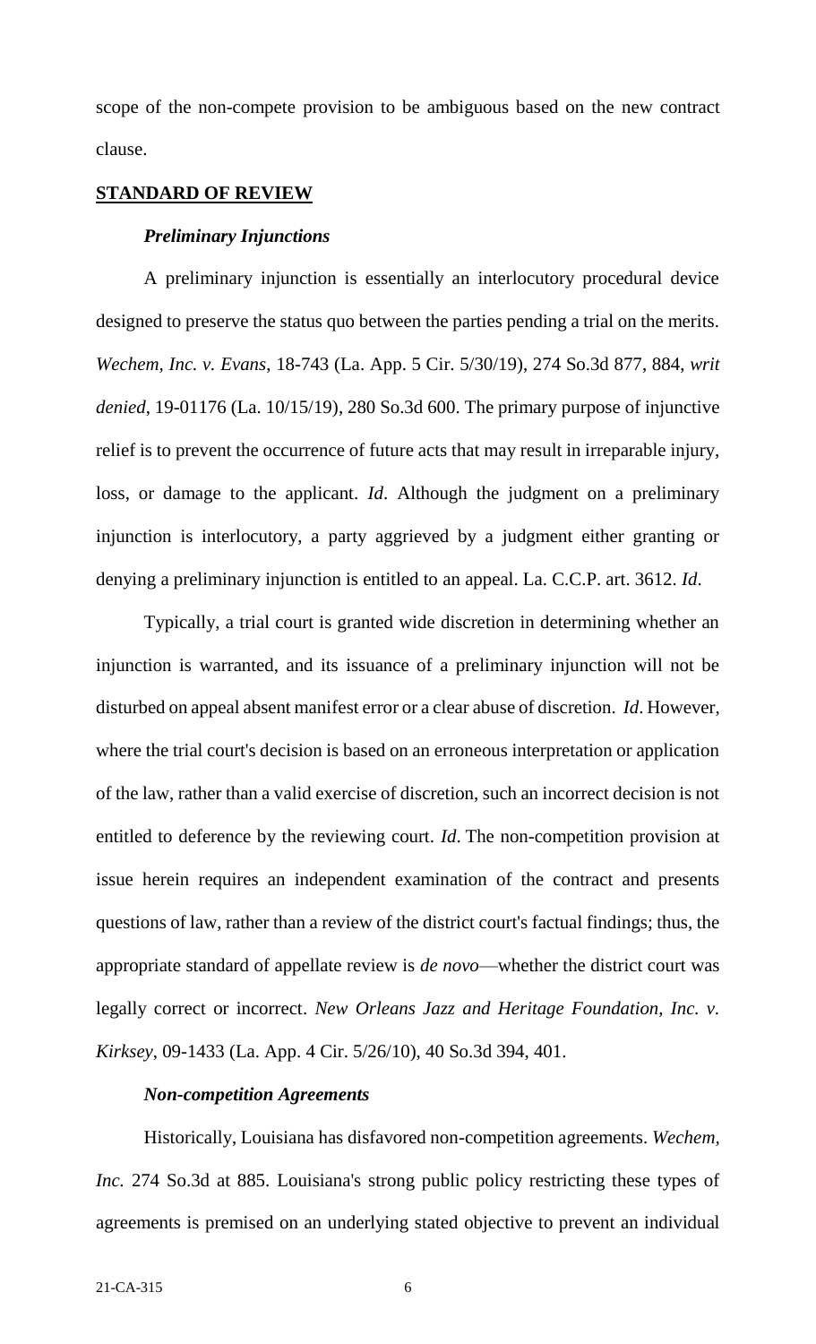scope of the non-compete provision to be ambiguous based on the new contract clause.

## **STANDARD OF REVIEW**

### ***Preliminary Injunctions***

A preliminary injunction is essentially an interlocutory procedural device designed to preserve the status quo between the parties pending a trial on the merits. *Wechem, Inc. v. Evans*, 18-743 (La. App. 5 Cir. 5/30/19), 274 So.3d 877, 884, *writ denied*, 19-01176 (La. 10/15/19), 280 So.3d 600. The primary purpose of injunctive relief is to prevent the occurrence of future acts that may result in irreparable injury, loss, or damage to the applicant. *Id*. Although the judgment on a preliminary injunction is interlocutory, a party aggrieved by a judgment either granting or denying a preliminary injunction is entitled to an appeal. La. C.C.P. art. 3612. *Id*.

Typically, a trial court is granted wide discretion in determining whether an injunction is warranted, and its issuance of a preliminary injunction will not be disturbed on appeal absent manifest error or a clear abuse of discretion. *Id*. However, where the trial court's decision is based on an erroneous interpretation or application of the law, rather than a valid exercise of discretion, such an incorrect decision is not entitled to deference by the reviewing court. *Id*. The non-competition provision at issue herein requires an independent examination of the contract and presents questions of law, rather than a review of the district court's factual findings; thus, the appropriate standard of appellate review is *de novo*—whether the district court was legally correct or incorrect. *New Orleans Jazz and Heritage Foundation, Inc. v. Kirksey*, 09-1433 (La. App. 4 Cir. 5/26/10), 40 So.3d 394, 401.

### ***Non-competition Agreements***

Historically, Louisiana has disfavored non-competition agreements. *Wechem, Inc.* 274 So.3d at 885. Louisiana's strong public policy restricting these types of agreements is premised on an underlying stated objective to prevent an individual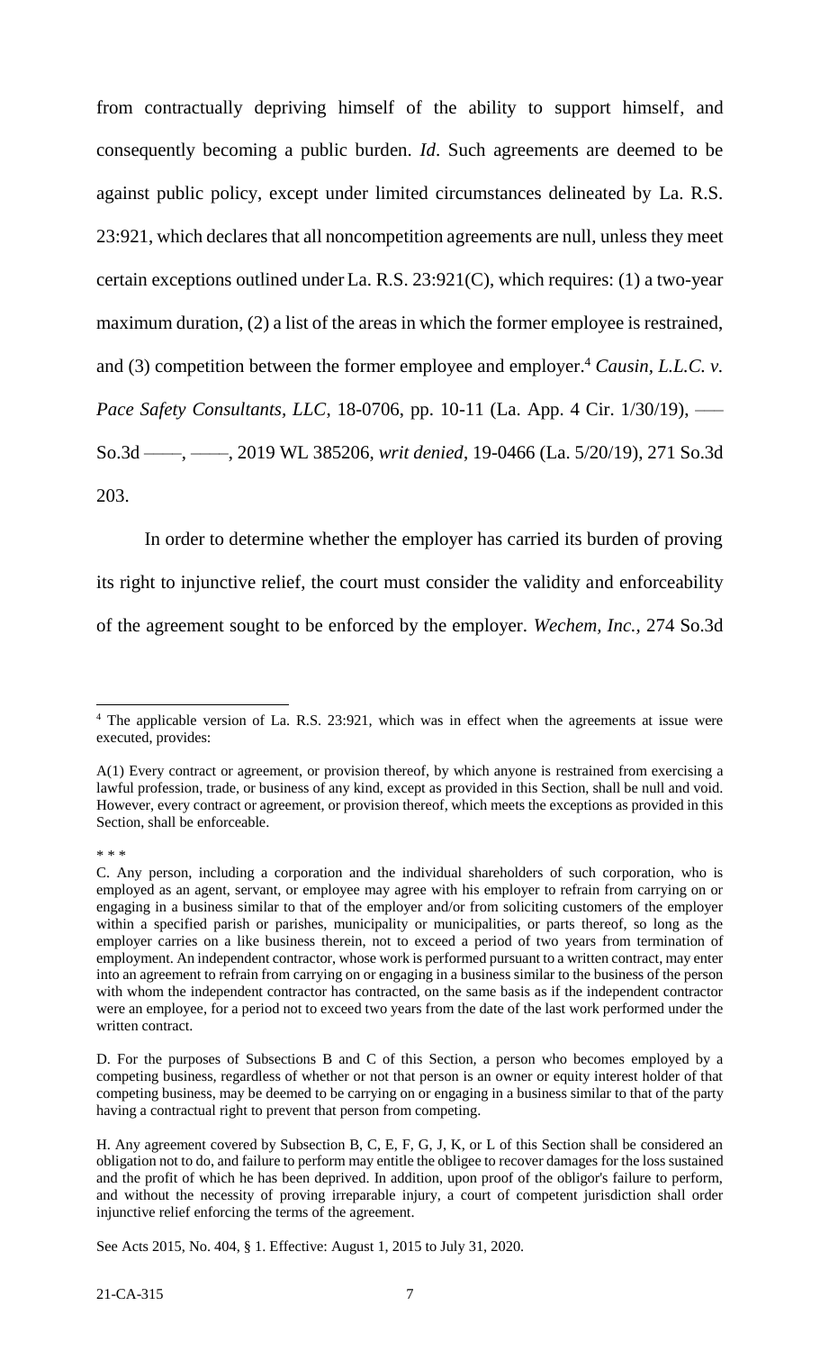from contractually depriving himself of the ability to support himself, and consequently becoming a public burden. *Id*. Such agreements are deemed to be against public policy, except under limited circumstances delineated by La. R.S. 23:921, which declares that all noncompetition agreements are null, unless they meet certain exceptions outlined under La. R.S. 23:921(C), which requires: (1) a two-year maximum duration, (2) a list of the areas in which the former employee is restrained, and (3) competition between the former employee and employer.[4] *Causin, L.L.C. v. Pace Safety Consultants, LLC*, 18-0706, pp. 10-11 (La. App. 4 Cir. 1/30/19), ––– So.3d ––––, ––––, 2019 WL 385206, *writ denied*, 19-0466 (La. 5/20/19), 271 So.3d 203.

In order to determine whether the employer has carried its burden of proving its right to injunctive relief, the court must consider the validity and enforceability of the agreement sought to be enforced by the employer. *Wechem, Inc.*, 274 So.3d

---

[4] The applicable version of La. R.S. 23:921, which was in effect when the agreements at issue were executed, provides:

A(1) Every contract or agreement, or provision thereof, by which anyone is restrained from exercising a lawful profession, trade, or business of any kind, except as provided in this Section, shall be null and void. However, every contract or agreement, or provision thereof, which meets the exceptions as provided in this Section, shall be enforceable.

* * *

C. Any person, including a corporation and the individual shareholders of such corporation, who is employed as an agent, servant, or employee may agree with his employer to refrain from carrying on or engaging in a business similar to that of the employer and/or from soliciting customers of the employer within a specified parish or parishes, municipality or municipalities, or parts thereof, so long as the employer carries on a like business therein, not to exceed a period of two years from termination of employment. An independent contractor, whose work is performed pursuant to a written contract, may enter into an agreement to refrain from carrying on or engaging in a business similar to the business of the person with whom the independent contractor has contracted, on the same basis as if the independent contractor were an employee, for a period not to exceed two years from the date of the last work performed under the written contract.

D. For the purposes of Subsections B and C of this Section, a person who becomes employed by a competing business, regardless of whether or not that person is an owner or equity interest holder of that competing business, may be deemed to be carrying on or engaging in a business similar to that of the party having a contractual right to prevent that person from competing.

H. Any agreement covered by Subsection B, C, E, F, G, J, K, or L of this Section shall be considered an obligation not to do, and failure to perform may entitle the obligee to recover damages for the loss sustained and the profit of which he has been deprived. In addition, upon proof of the obligor's failure to perform, and without the necessity of proving irreparable injury, a court of competent jurisdiction shall order injunctive relief enforcing the terms of the agreement.

See Acts 2015, No. 404, § 1. Effective: August 1, 2015 to July 31, 2020.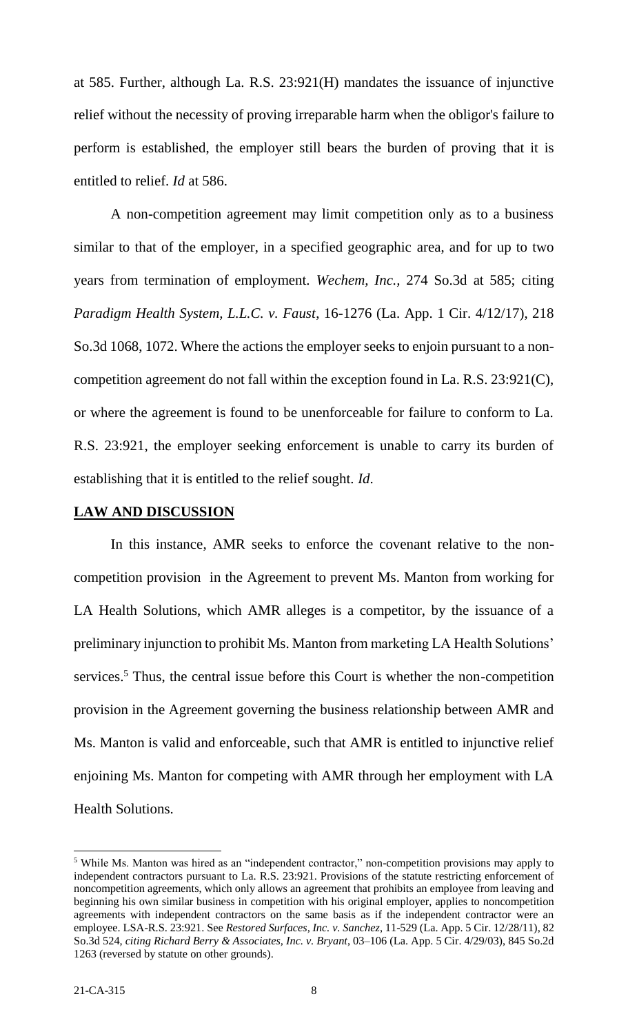at 585. Further, although La. R.S. 23:921(H) mandates the issuance of injunctive relief without the necessity of proving irreparable harm when the obligor's failure to perform is established, the employer still bears the burden of proving that it is entitled to relief. *Id* at 586.

A non-competition agreement may limit competition only as to a business similar to that of the employer, in a specified geographic area, and for up to two years from termination of employment. *Wechem, Inc.,* 274 So.3d at 585; citing *Paradigm Health System, L.L.C. v. Faust*, 16-1276 (La. App. 1 Cir. 4/12/17), 218 So.3d 1068, 1072. Where the actions the employer seeks to enjoin pursuant to a non-competition agreement do not fall within the exception found in La. R.S. 23:921(C), or where the agreement is found to be unenforceable for failure to conform to La. R.S. 23:921, the employer seeking enforcement is unable to carry its burden of establishing that it is entitled to the relief sought. *Id*.

## **LAW AND DISCUSSION**

In this instance, AMR seeks to enforce the covenant relative to the non-competition provision in the Agreement to prevent Ms. Manton from working for LA Health Solutions, which AMR alleges is a competitor, by the issuance of a preliminary injunction to prohibit Ms. Manton from marketing LA Health Solutions' services.[5] Thus, the central issue before this Court is whether the non-competition provision in the Agreement governing the business relationship between AMR and Ms. Manton is valid and enforceable, such that AMR is entitled to injunctive relief enjoining Ms. Manton for competing with AMR through her employment with LA Health Solutions.

---

[5] While Ms. Manton was hired as an "independent contractor," non-competition provisions may apply to independent contractors pursuant to La. R.S. 23:921. Provisions of the statute restricting enforcement of noncompetition agreements, which only allows an agreement that prohibits an employee from leaving and beginning his own similar business in competition with his original employer, applies to noncompetition agreements with independent contractors on the same basis as if the independent contractor were an employee. LSA-R.S. 23:921. See *Restored Surfaces, Inc. v. Sanchez*, 11-529 (La. App. 5 Cir. 12/28/11), 82 So.3d 524, *citing Richard Berry & Associates, Inc. v. Bryant*, 03–106 (La. App. 5 Cir. 4/29/03), 845 So.2d 1263 (reversed by statute on other grounds).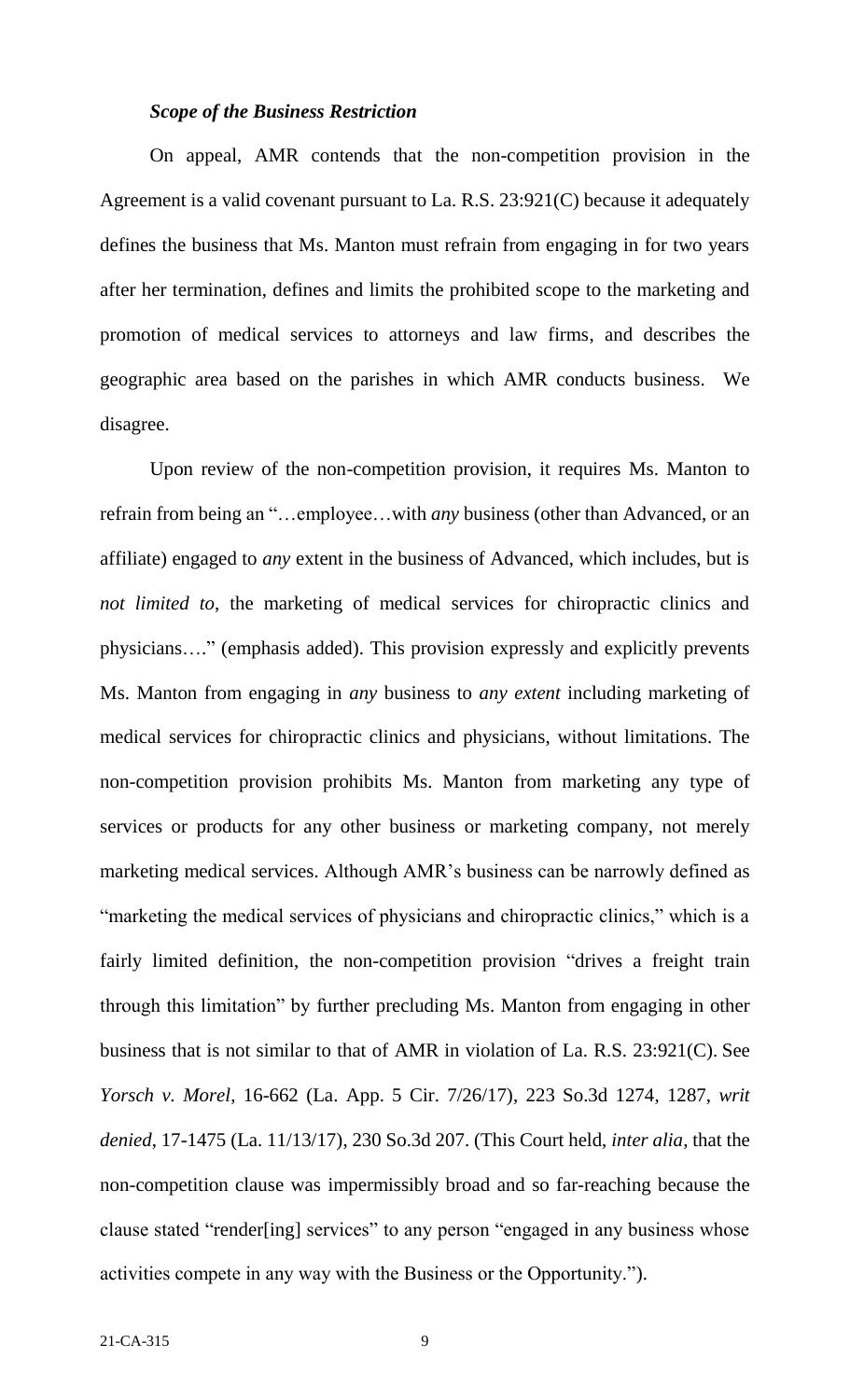***Scope of the Business Restriction***

On appeal, AMR contends that the non-competition provision in the Agreement is a valid covenant pursuant to La. R.S. 23:921(C) because it adequately defines the business that Ms. Manton must refrain from engaging in for two years after her termination, defines and limits the prohibited scope to the marketing and promotion of medical services to attorneys and law firms, and describes the geographic area based on the parishes in which AMR conducts business. We disagree.

Upon review of the non-competition provision, it requires Ms. Manton to refrain from being an "…employee…with *any* business (other than Advanced, or an affiliate) engaged to *any* extent in the business of Advanced, which includes, but is *not limited to*, the marketing of medical services for chiropractic clinics and physicians…." (emphasis added). This provision expressly and explicitly prevents Ms. Manton from engaging in *any* business to *any extent* including marketing of medical services for chiropractic clinics and physicians, without limitations. The non-competition provision prohibits Ms. Manton from marketing any type of services or products for any other business or marketing company, not merely marketing medical services. Although AMR's business can be narrowly defined as "marketing the medical services of physicians and chiropractic clinics," which is a fairly limited definition, the non-competition provision "drives a freight train through this limitation" by further precluding Ms. Manton from engaging in other business that is not similar to that of AMR in violation of La. R.S. 23:921(C). See *Yorsch v. Morel*, 16-662 (La. App. 5 Cir. 7/26/17), 223 So.3d 1274, 1287, *writ denied*, 17-1475 (La. 11/13/17), 230 So.3d 207. (This Court held, *inter alia*, that the non-competition clause was impermissibly broad and so far-reaching because the clause stated "render[ing] services" to any person "engaged in any business whose activities compete in any way with the Business or the Opportunity.").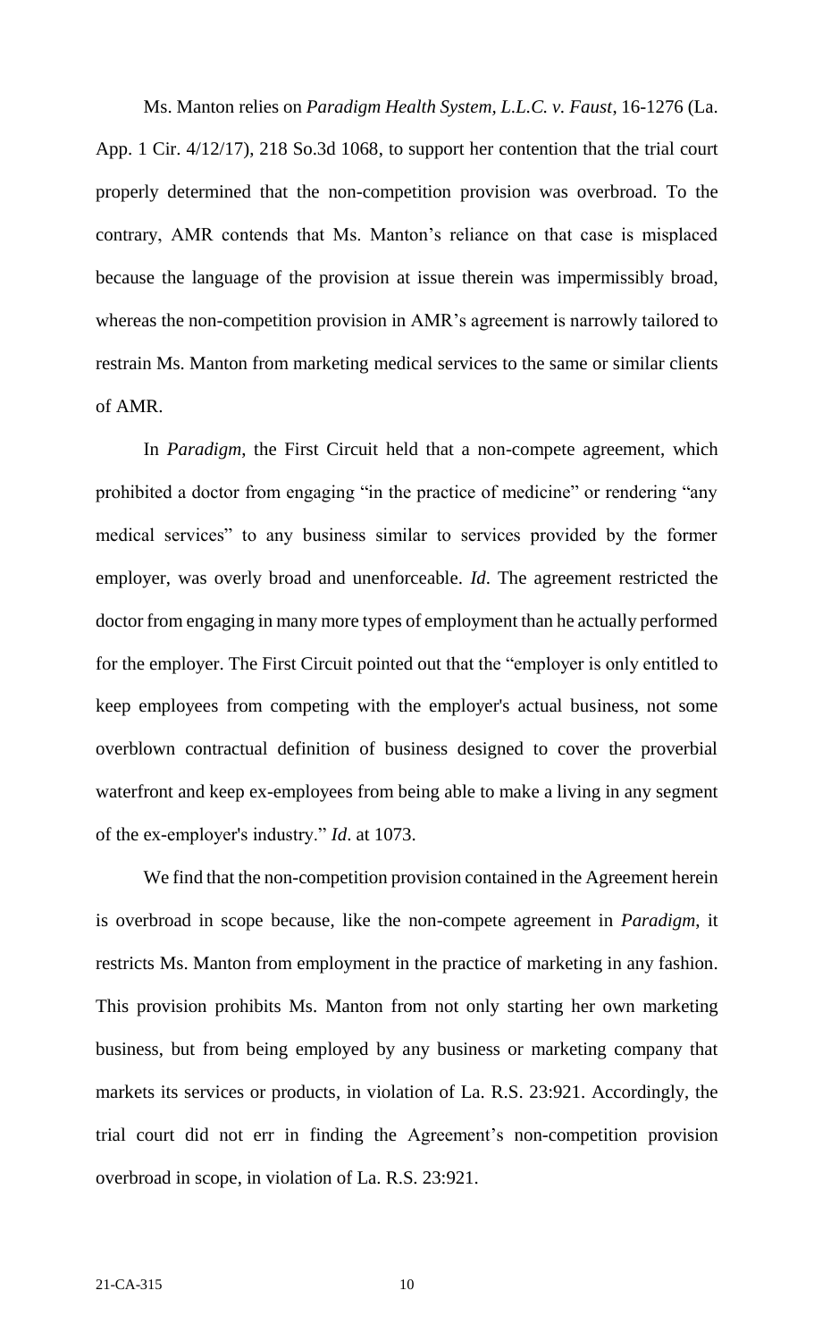Ms. Manton relies on *Paradigm Health System, L.L.C. v. Faust*, 16-1276 (La. App. 1 Cir. 4/12/17), 218 So.3d 1068, to support her contention that the trial court properly determined that the non-competition provision was overbroad. To the contrary, AMR contends that Ms. Manton's reliance on that case is misplaced because the language of the provision at issue therein was impermissibly broad, whereas the non-competition provision in AMR's agreement is narrowly tailored to restrain Ms. Manton from marketing medical services to the same or similar clients of AMR.

In *Paradigm*, the First Circuit held that a non-compete agreement, which prohibited a doctor from engaging "in the practice of medicine" or rendering "any medical services" to any business similar to services provided by the former employer, was overly broad and unenforceable. *Id*. The agreement restricted the doctor from engaging in many more types of employment than he actually performed for the employer. The First Circuit pointed out that the "employer is only entitled to keep employees from competing with the employer's actual business, not some overblown contractual definition of business designed to cover the proverbial waterfront and keep ex-employees from being able to make a living in any segment of the ex-employer's industry." *Id*. at 1073.

We find that the non-competition provision contained in the Agreement herein is overbroad in scope because, like the non-compete agreement in *Paradigm*, it restricts Ms. Manton from employment in the practice of marketing in any fashion. This provision prohibits Ms. Manton from not only starting her own marketing business, but from being employed by any business or marketing company that markets its services or products, in violation of La. R.S. 23:921. Accordingly, the trial court did not err in finding the Agreement's non-competition provision overbroad in scope, in violation of La. R.S. 23:921.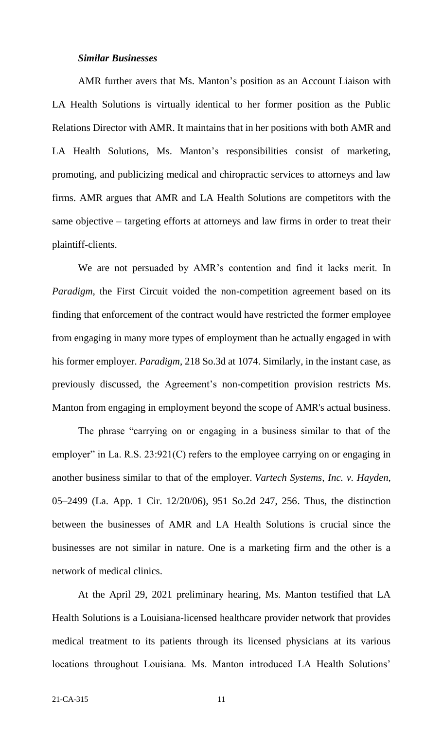***Similar Businesses***

AMR further avers that Ms. Manton's position as an Account Liaison with LA Health Solutions is virtually identical to her former position as the Public Relations Director with AMR. It maintains that in her positions with both AMR and LA Health Solutions, Ms. Manton's responsibilities consist of marketing, promoting, and publicizing medical and chiropractic services to attorneys and law firms. AMR argues that AMR and LA Health Solutions are competitors with the same objective – targeting efforts at attorneys and law firms in order to treat their plaintiff-clients.

We are not persuaded by AMR's contention and find it lacks merit. In *Paradigm*, the First Circuit voided the non-competition agreement based on its finding that enforcement of the contract would have restricted the former employee from engaging in many more types of employment than he actually engaged in with his former employer. *Paradigm*, 218 So.3d at 1074. Similarly, in the instant case, as previously discussed, the Agreement's non-competition provision restricts Ms. Manton from engaging in employment beyond the scope of AMR's actual business.

The phrase "carrying on or engaging in a business similar to that of the employer" in La. R.S. 23:921(C) refers to the employee carrying on or engaging in another business similar to that of the employer. *Vartech Systems, Inc. v. Hayden*, 05–2499 (La. App. 1 Cir. 12/20/06), 951 So.2d 247, 256. Thus, the distinction between the businesses of AMR and LA Health Solutions is crucial since the businesses are not similar in nature. One is a marketing firm and the other is a network of medical clinics.

At the April 29, 2021 preliminary hearing, Ms. Manton testified that LA Health Solutions is a Louisiana-licensed healthcare provider network that provides medical treatment to its patients through its licensed physicians at its various locations throughout Louisiana. Ms. Manton introduced LA Health Solutions'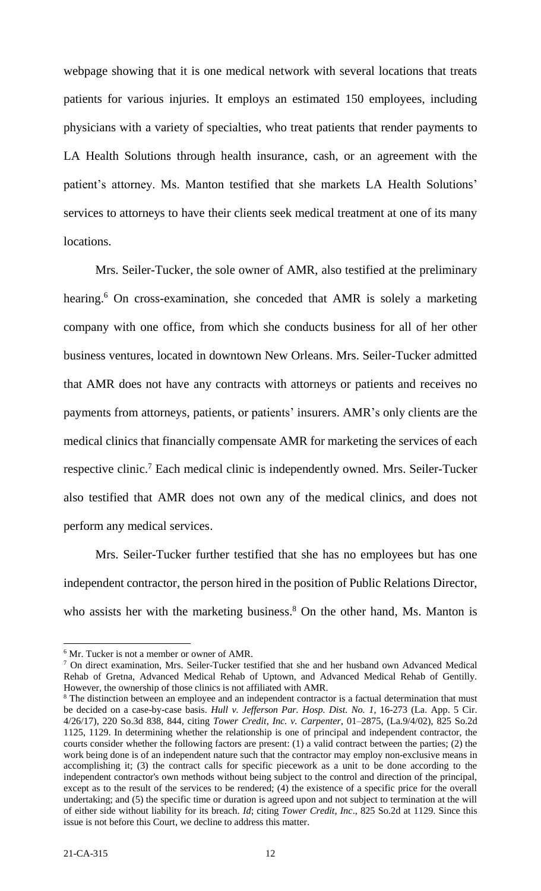webpage showing that it is one medical network with several locations that treats patients for various injuries. It employs an estimated 150 employees, including physicians with a variety of specialties, who treat patients that render payments to LA Health Solutions through health insurance, cash, or an agreement with the patient's attorney. Ms. Manton testified that she markets LA Health Solutions' services to attorneys to have their clients seek medical treatment at one of its many locations.

Mrs. Seiler-Tucker, the sole owner of AMR, also testified at the preliminary hearing.[6] On cross-examination, she conceded that AMR is solely a marketing company with one office, from which she conducts business for all of her other business ventures, located in downtown New Orleans. Mrs. Seiler-Tucker admitted that AMR does not have any contracts with attorneys or patients and receives no payments from attorneys, patients, or patients' insurers. AMR's only clients are the medical clinics that financially compensate AMR for marketing the services of each respective clinic.[7] Each medical clinic is independently owned. Mrs. Seiler-Tucker also testified that AMR does not own any of the medical clinics, and does not perform any medical services.

Mrs. Seiler-Tucker further testified that she has no employees but has one independent contractor, the person hired in the position of Public Relations Director, who assists her with the marketing business.[8] On the other hand, Ms. Manton is

---

[6] Mr. Tucker is not a member or owner of AMR.

[7] On direct examination, Mrs. Seiler-Tucker testified that she and her husband own Advanced Medical Rehab of Gretna, Advanced Medical Rehab of Uptown, and Advanced Medical Rehab of Gentilly. However, the ownership of those clinics is not affiliated with AMR.

[8] The distinction between an employee and an independent contractor is a factual determination that must be decided on a case-by-case basis. *Hull v. Jefferson Par. Hosp. Dist. No. 1*, 16-273 (La. App. 5 Cir. 4/26/17), 220 So.3d 838, 844, citing *Tower Credit, Inc. v. Carpenter*, 01–2875, (La.9/4/02), 825 So.2d 1125, 1129. In determining whether the relationship is one of principal and independent contractor, the courts consider whether the following factors are present: (1) a valid contract between the parties; (2) the work being done is of an independent nature such that the contractor may employ non-exclusive means in accomplishing it; (3) the contract calls for specific piecework as a unit to be done according to the independent contractor's own methods without being subject to the control and direction of the principal, except as to the result of the services to be rendered; (4) the existence of a specific price for the overall undertaking; and (5) the specific time or duration is agreed upon and not subject to termination at the will of either side without liability for its breach. *Id*; citing *Tower Credit, Inc*., 825 So.2d at 1129. Since this issue is not before this Court, we decline to address this matter.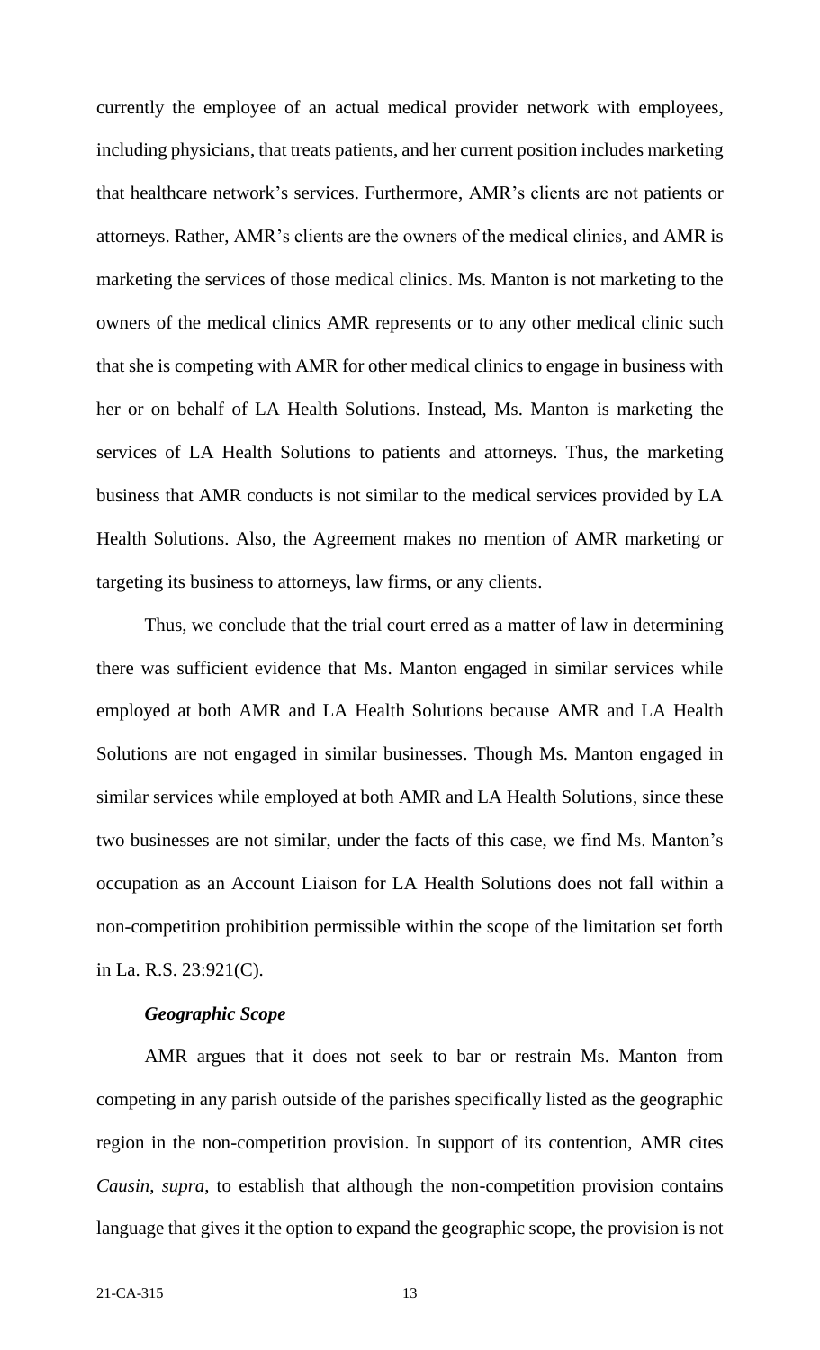currently the employee of an actual medical provider network with employees, including physicians, that treats patients, and her current position includes marketing that healthcare network's services. Furthermore, AMR's clients are not patients or attorneys. Rather, AMR's clients are the owners of the medical clinics, and AMR is marketing the services of those medical clinics. Ms. Manton is not marketing to the owners of the medical clinics AMR represents or to any other medical clinic such that she is competing with AMR for other medical clinics to engage in business with her or on behalf of LA Health Solutions. Instead, Ms. Manton is marketing the services of LA Health Solutions to patients and attorneys. Thus, the marketing business that AMR conducts is not similar to the medical services provided by LA Health Solutions. Also, the Agreement makes no mention of AMR marketing or targeting its business to attorneys, law firms, or any clients.

Thus, we conclude that the trial court erred as a matter of law in determining there was sufficient evidence that Ms. Manton engaged in similar services while employed at both AMR and LA Health Solutions because AMR and LA Health Solutions are not engaged in similar businesses. Though Ms. Manton engaged in similar services while employed at both AMR and LA Health Solutions, since these two businesses are not similar, under the facts of this case, we find Ms. Manton's occupation as an Account Liaison for LA Health Solutions does not fall within a non-competition prohibition permissible within the scope of the limitation set forth in La. R.S. 23:921(C).

### *Geographic Scope*

AMR argues that it does not seek to bar or restrain Ms. Manton from competing in any parish outside of the parishes specifically listed as the geographic region in the non-competition provision. In support of its contention, AMR cites *Causin*, *supra*, to establish that although the non-competition provision contains language that gives it the option to expand the geographic scope, the provision is not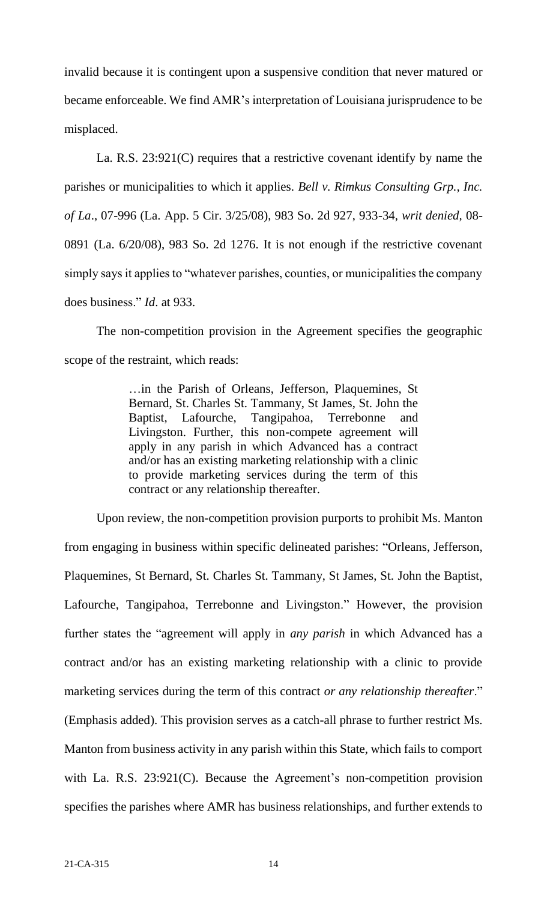invalid because it is contingent upon a suspensive condition that never matured or became enforceable. We find AMR's interpretation of Louisiana jurisprudence to be misplaced.

La. R.S. 23:921(C) requires that a restrictive covenant identify by name the parishes or municipalities to which it applies. *Bell v. Rimkus Consulting Grp., Inc. of La*., 07-996 (La. App. 5 Cir. 3/25/08), 983 So. 2d 927, 933-34, *writ denied*, 08-0891 (La. 6/20/08), 983 So. 2d 1276. It is not enough if the restrictive covenant simply says it applies to "whatever parishes, counties, or municipalities the company does business." *Id*. at 933.

The non-competition provision in the Agreement specifies the geographic scope of the restraint, which reads:

> …in the Parish of Orleans, Jefferson, Plaquemines, St Bernard, St. Charles St. Tammany, St James, St. John the Baptist, Lafourche, Tangipahoa, Terrebonne and Livingston. Further, this non-compete agreement will apply in any parish in which Advanced has a contract and/or has an existing marketing relationship with a clinic to provide marketing services during the term of this contract or any relationship thereafter.

Upon review, the non-competition provision purports to prohibit Ms. Manton from engaging in business within specific delineated parishes: "Orleans, Jefferson, Plaquemines, St Bernard, St. Charles St. Tammany, St James, St. John the Baptist, Lafourche, Tangipahoa, Terrebonne and Livingston." However, the provision further states the "agreement will apply in *any parish* in which Advanced has a contract and/or has an existing marketing relationship with a clinic to provide marketing services during the term of this contract *or any relationship thereafter*." (Emphasis added). This provision serves as a catch-all phrase to further restrict Ms. Manton from business activity in any parish within this State, which fails to comport with La. R.S. 23:921(C). Because the Agreement's non-competition provision specifies the parishes where AMR has business relationships, and further extends to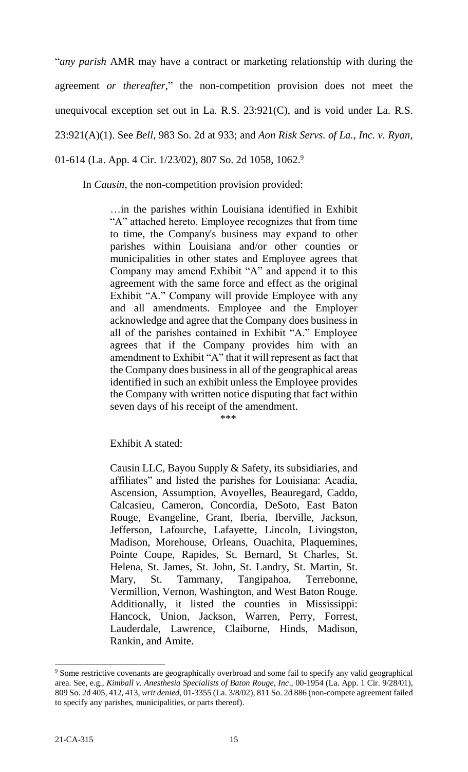"*any parish* AMR may have a contract or marketing relationship with during the agreement *or thereafter*," the non-competition provision does not meet the unequivocal exception set out in La. R.S. 23:921(C), and is void under La. R.S. 23:921(A)(1). See *Bell*, 983 So. 2d at 933; and *Aon Risk Servs. of La., Inc. v. Ryan*, 01-614 (La. App. 4 Cir. 1/23/02), 807 So. 2d 1058, 1062.[9]

In *Causin*, the non-competition provision provided:

> …in the parishes within Louisiana identified in Exhibit "A" attached hereto. Employee recognizes that from time to time, the Company's business may expand to other parishes within Louisiana and/or other counties or municipalities in other states and Employee agrees that Company may amend Exhibit "A" and append it to this agreement with the same force and effect as the original Exhibit "A." Company will provide Employee with any and all amendments. Employee and the Employer acknowledge and agree that the Company does business in all of the parishes contained in Exhibit "A." Employee agrees that if the Company provides him with an amendment to Exhibit "A" that it will represent as fact that the Company does business in all of the geographical areas identified in such an exhibit unless the Employee provides the Company with written notice disputing that fact within seven days of his receipt of the amendment.
>
> \*\*\*

Exhibit A stated:

> Causin LLC, Bayou Supply & Safety, its subsidiaries, and affiliates" and listed the parishes for Louisiana: Acadia, Ascension, Assumption, Avoyelles, Beauregard, Caddo, Calcasieu, Cameron, Concordia, DeSoto, East Baton Rouge, Evangeline, Grant, Iberia, Iberville, Jackson, Jefferson, Lafourche, Lafayette, Lincoln, Livingston, Madison, Morehouse, Orleans, Ouachita, Plaquemines, Pointe Coupe, Rapides, St. Bernard, St Charles, St. Helena, St. James, St. John, St. Landry, St. Martin, St. Mary, St. Tammany, Tangipahoa, Terrebonne, Vermillion, Vernon, Washington, and West Baton Rouge. Additionally, it listed the counties in Mississippi: Hancock, Union, Jackson, Warren, Perry, Forrest, Lauderdale, Lawrence, Claiborne, Hinds, Madison, Rankin, and Amite.

---

[9] Some restrictive covenants are geographically overbroad and some fail to specify any valid geographical area. See, e.g., *Kimball v. Anesthesia Specialists of Baton Rouge, Inc*., 00-1954 (La. App. 1 Cir. 9/28/01), 809 So. 2d 405, 412, 413, *writ denied*, 01-3355 (La. 3/8/02), 811 So. 2d 886 (non-compete agreement failed to specify any parishes, municipalities, or parts thereof).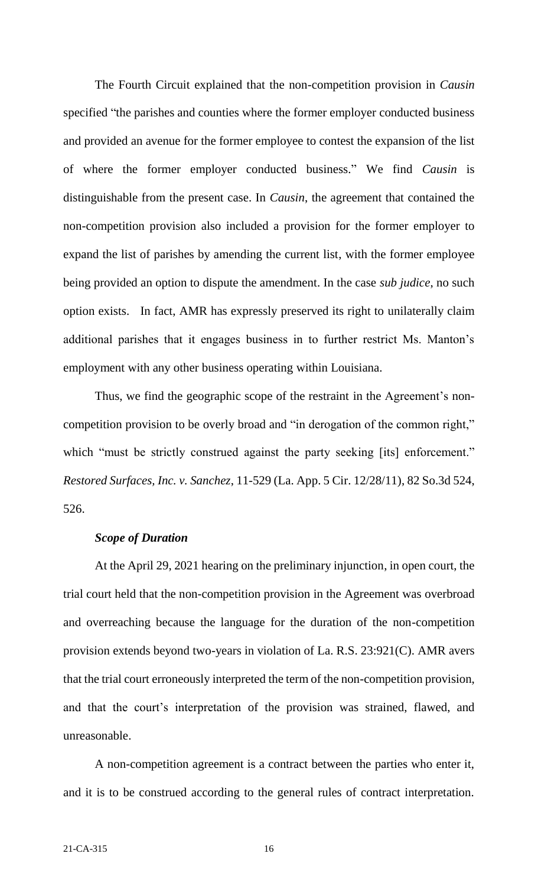The Fourth Circuit explained that the non-competition provision in *Causin* specified "the parishes and counties where the former employer conducted business and provided an avenue for the former employee to contest the expansion of the list of where the former employer conducted business." We find *Causin* is distinguishable from the present case. In *Causin*, the agreement that contained the non-competition provision also included a provision for the former employer to expand the list of parishes by amending the current list, with the former employee being provided an option to dispute the amendment. In the case *sub judice*, no such option exists. In fact, AMR has expressly preserved its right to unilaterally claim additional parishes that it engages business in to further restrict Ms. Manton's employment with any other business operating within Louisiana.

Thus, we find the geographic scope of the restraint in the Agreement's non-competition provision to be overly broad and "in derogation of the common right," which "must be strictly construed against the party seeking [its] enforcement." *Restored Surfaces, Inc. v. Sanchez*, 11-529 (La. App. 5 Cir. 12/28/11), 82 So.3d 524, 526.

***Scope of Duration***

At the April 29, 2021 hearing on the preliminary injunction, in open court, the trial court held that the non-competition provision in the Agreement was overbroad and overreaching because the language for the duration of the non-competition provision extends beyond two-years in violation of La. R.S. 23:921(C). AMR avers that the trial court erroneously interpreted the term of the non-competition provision, and that the court's interpretation of the provision was strained, flawed, and unreasonable.

A non-competition agreement is a contract between the parties who enter it, and it is to be construed according to the general rules of contract interpretation.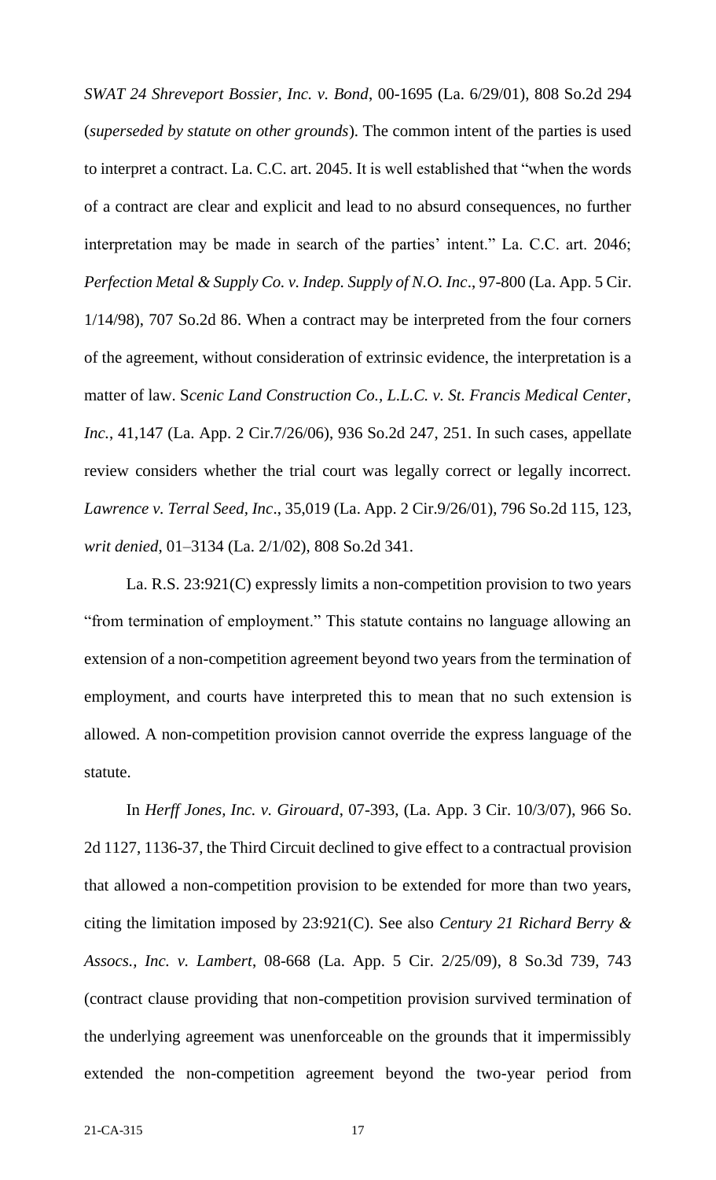*SWAT 24 Shreveport Bossier, Inc. v. Bond*, 00-1695 (La. 6/29/01), 808 So.2d 294 (*superseded by statute on other grounds*). The common intent of the parties is used to interpret a contract. La. C.C. art. 2045. It is well established that "when the words of a contract are clear and explicit and lead to no absurd consequences, no further interpretation may be made in search of the parties' intent." La. C.C. art. 2046; *Perfection Metal & Supply Co. v. Indep. Supply of N.O. Inc*., 97-800 (La. App. 5 Cir. 1/14/98), 707 So.2d 86. When a contract may be interpreted from the four corners of the agreement, without consideration of extrinsic evidence, the interpretation is a matter of law. S*cenic Land Construction Co., L.L.C. v. St. Francis Medical Center, Inc.*, 41,147 (La. App. 2 Cir.7/26/06), 936 So.2d 247, 251. In such cases, appellate review considers whether the trial court was legally correct or legally incorrect. *Lawrence v. Terral Seed, Inc*., 35,019 (La. App. 2 Cir.9/26/01), 796 So.2d 115, 123, *writ denied*, 01–3134 (La. 2/1/02), 808 So.2d 341.

La. R.S. 23:921(C) expressly limits a non-competition provision to two years "from termination of employment." This statute contains no language allowing an extension of a non-competition agreement beyond two years from the termination of employment, and courts have interpreted this to mean that no such extension is allowed. A non-competition provision cannot override the express language of the statute.

In *Herff Jones, Inc. v. Girouard*, 07-393, (La. App. 3 Cir. 10/3/07), 966 So. 2d 1127, 1136-37, the Third Circuit declined to give effect to a contractual provision that allowed a non-competition provision to be extended for more than two years, citing the limitation imposed by 23:921(C). See also *Century 21 Richard Berry & Assocs., Inc. v. Lambert*, 08-668 (La. App. 5 Cir. 2/25/09), 8 So.3d 739, 743 (contract clause providing that non-competition provision survived termination of the underlying agreement was unenforceable on the grounds that it impermissibly extended the non-competition agreement beyond the two-year period from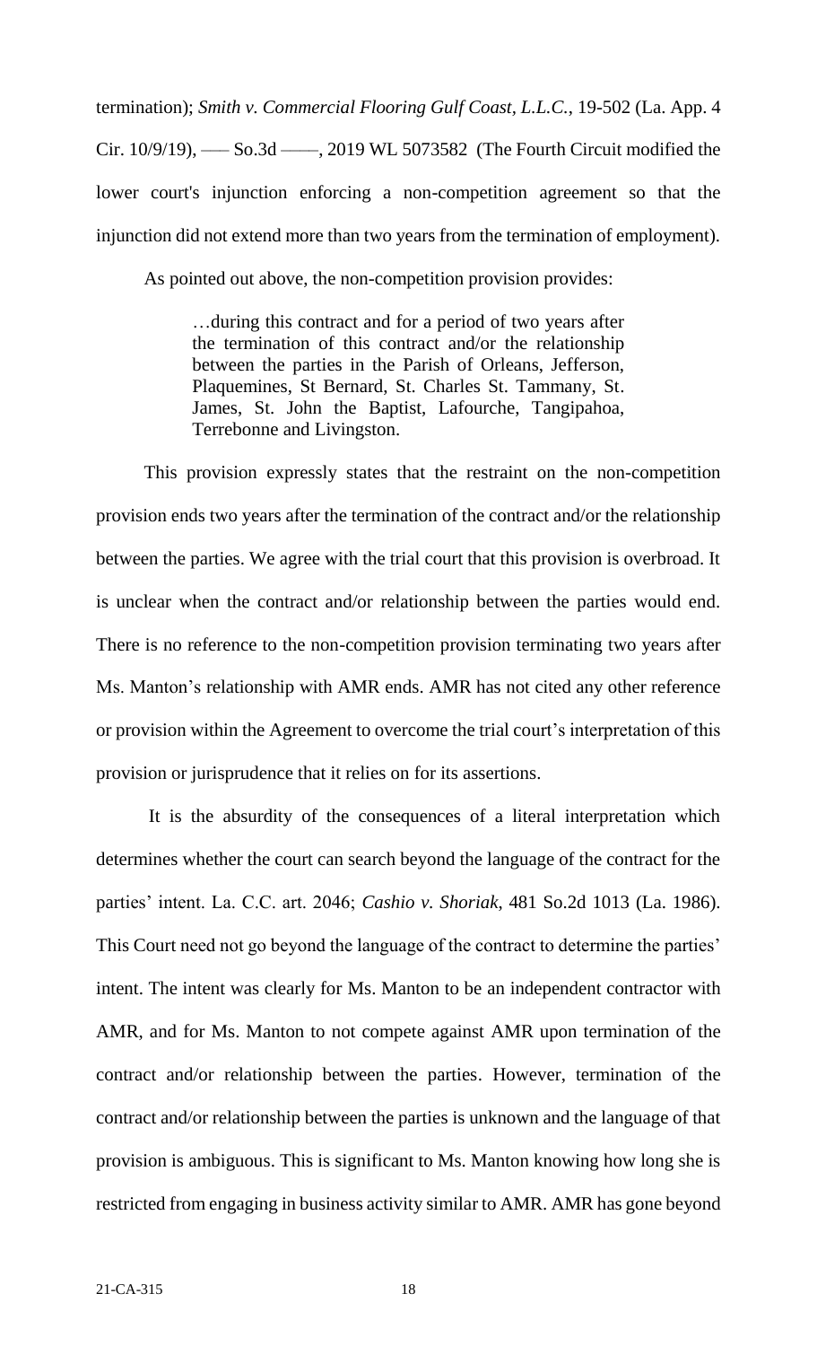termination); *Smith v. Commercial Flooring Gulf Coast, L.L.C.*, 19-502 (La. App. 4 Cir. 10/9/19), ––– So.3d ––––, 2019 WL 5073582 (The Fourth Circuit modified the lower court's injunction enforcing a non-competition agreement so that the injunction did not extend more than two years from the termination of employment).

As pointed out above, the non-competition provision provides:

> …during this contract and for a period of two years after the termination of this contract and/or the relationship between the parties in the Parish of Orleans, Jefferson, Plaquemines, St Bernard, St. Charles St. Tammany, St. James, St. John the Baptist, Lafourche, Tangipahoa, Terrebonne and Livingston.

This provision expressly states that the restraint on the non-competition provision ends two years after the termination of the contract and/or the relationship between the parties. We agree with the trial court that this provision is overbroad. It is unclear when the contract and/or relationship between the parties would end. There is no reference to the non-competition provision terminating two years after Ms. Manton's relationship with AMR ends. AMR has not cited any other reference or provision within the Agreement to overcome the trial court's interpretation of this provision or jurisprudence that it relies on for its assertions.

It is the absurdity of the consequences of a literal interpretation which determines whether the court can search beyond the language of the contract for the parties' intent. La. C.C. art. 2046; *Cashio v. Shoriak*, 481 So.2d 1013 (La. 1986). This Court need not go beyond the language of the contract to determine the parties' intent. The intent was clearly for Ms. Manton to be an independent contractor with AMR, and for Ms. Manton to not compete against AMR upon termination of the contract and/or relationship between the parties. However, termination of the contract and/or relationship between the parties is unknown and the language of that provision is ambiguous. This is significant to Ms. Manton knowing how long she is restricted from engaging in business activity similar to AMR. AMR has gone beyond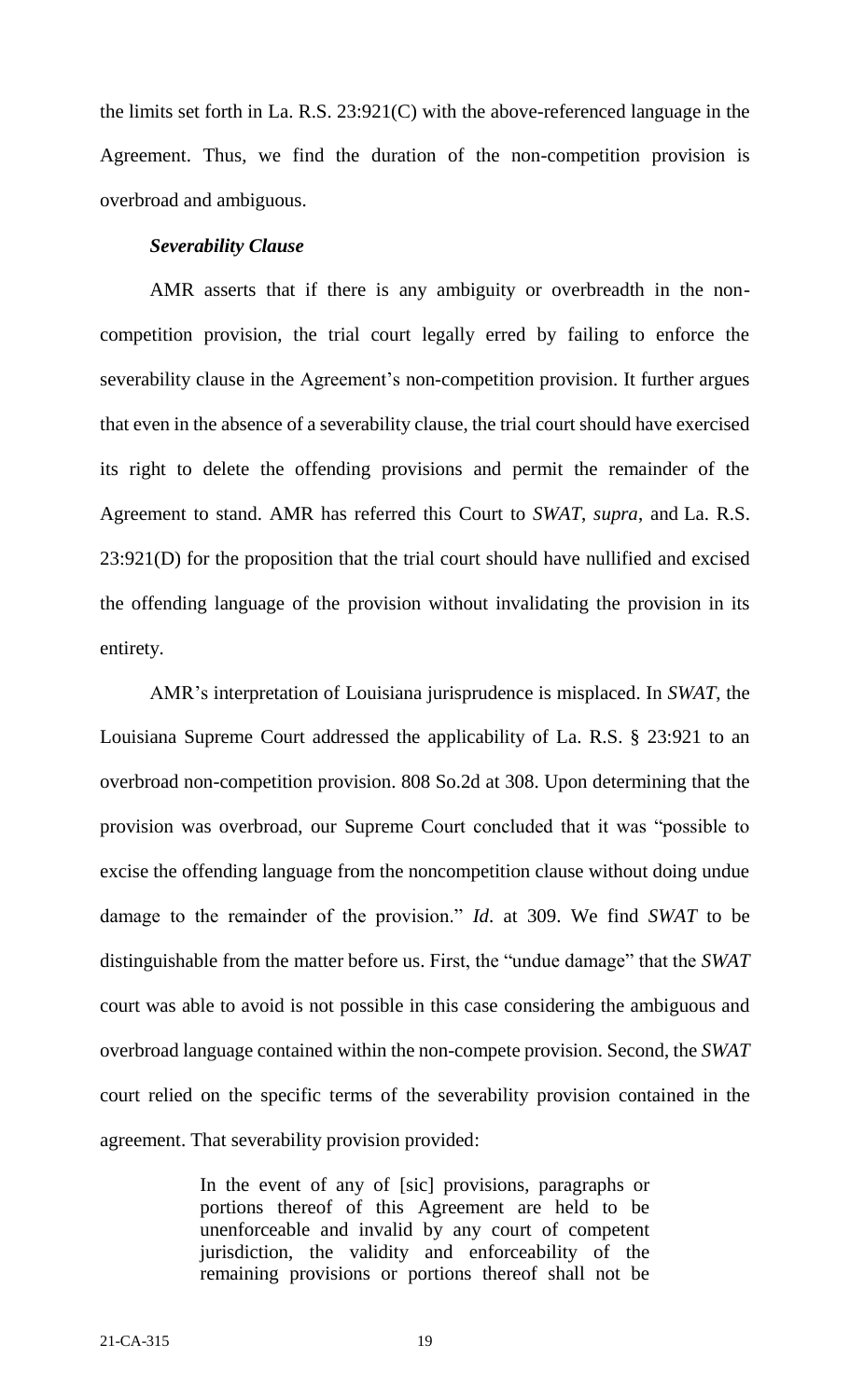the limits set forth in La. R.S. 23:921(C) with the above-referenced language in the Agreement. Thus, we find the duration of the non-competition provision is overbroad and ambiguous.

***Severability Clause***

AMR asserts that if there is any ambiguity or overbreadth in the non-competition provision, the trial court legally erred by failing to enforce the severability clause in the Agreement's non-competition provision. It further argues that even in the absence of a severability clause, the trial court should have exercised its right to delete the offending provisions and permit the remainder of the Agreement to stand. AMR has referred this Court to *SWAT*, *supra*, and La. R.S. 23:921(D) for the proposition that the trial court should have nullified and excised the offending language of the provision without invalidating the provision in its entirety.

AMR's interpretation of Louisiana jurisprudence is misplaced. In *SWAT*, the Louisiana Supreme Court addressed the applicability of La. R.S. § 23:921 to an overbroad non-competition provision. 808 So.2d at 308. Upon determining that the provision was overbroad, our Supreme Court concluded that it was "possible to excise the offending language from the noncompetition clause without doing undue damage to the remainder of the provision." *Id*. at 309. We find *SWAT* to be distinguishable from the matter before us. First, the "undue damage" that the *SWAT* court was able to avoid is not possible in this case considering the ambiguous and overbroad language contained within the non-compete provision. Second, the *SWAT* court relied on the specific terms of the severability provision contained in the agreement. That severability provision provided:

> In the event of any of [sic] provisions, paragraphs or portions thereof of this Agreement are held to be unenforceable and invalid by any court of competent jurisdiction, the validity and enforceability of the remaining provisions or portions thereof shall not be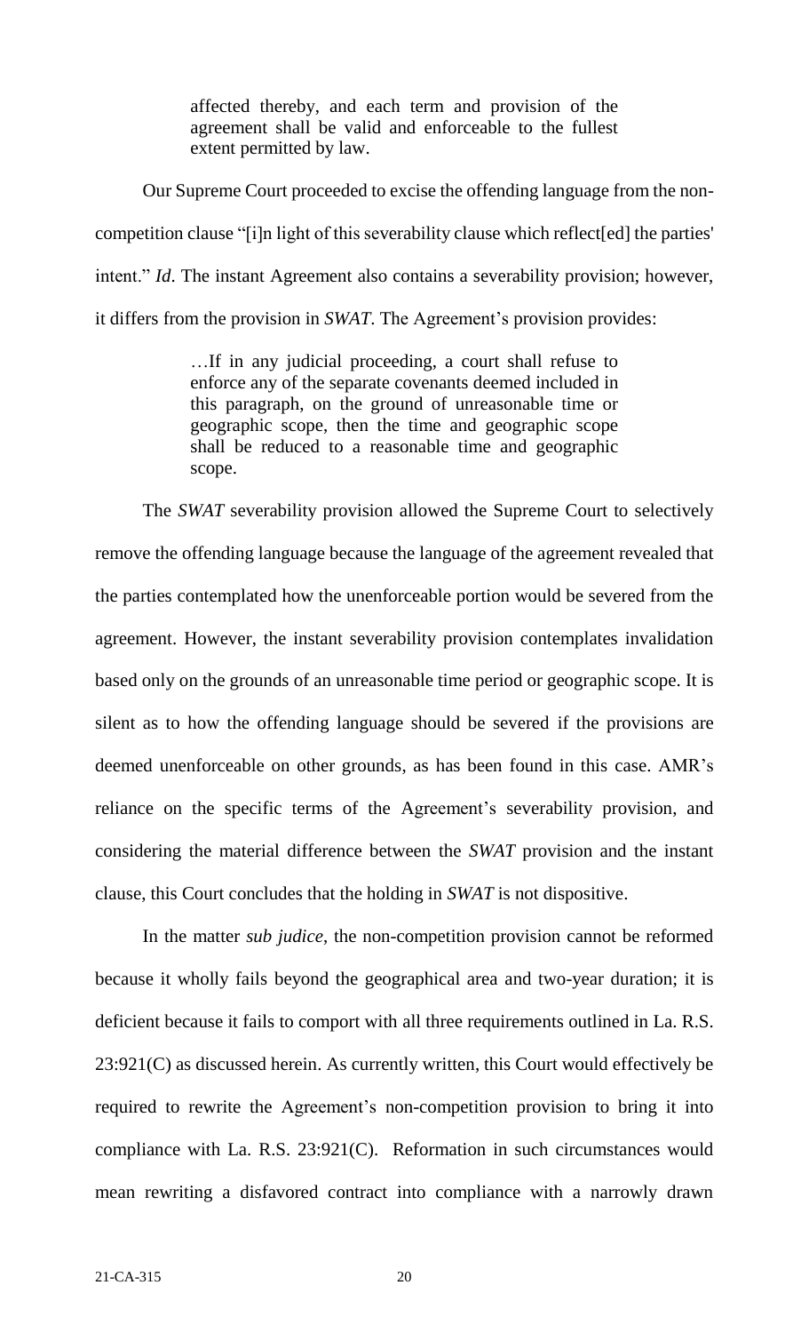> affected thereby, and each term and provision of the agreement shall be valid and enforceable to the fullest extent permitted by law.

Our Supreme Court proceeded to excise the offending language from the non-competition clause "[i]n light of this severability clause which reflect[ed] the parties' intent." *Id*. The instant Agreement also contains a severability provision; however, it differs from the provision in *SWAT*. The Agreement's provision provides:

> …If in any judicial proceeding, a court shall refuse to enforce any of the separate covenants deemed included in this paragraph, on the ground of unreasonable time or geographic scope, then the time and geographic scope shall be reduced to a reasonable time and geographic scope.

The *SWAT* severability provision allowed the Supreme Court to selectively remove the offending language because the language of the agreement revealed that the parties contemplated how the unenforceable portion would be severed from the agreement. However, the instant severability provision contemplates invalidation based only on the grounds of an unreasonable time period or geographic scope. It is silent as to how the offending language should be severed if the provisions are deemed unenforceable on other grounds, as has been found in this case. AMR's reliance on the specific terms of the Agreement's severability provision, and considering the material difference between the *SWAT* provision and the instant clause, this Court concludes that the holding in *SWAT* is not dispositive.

In the matter *sub judice*, the non-competition provision cannot be reformed because it wholly fails beyond the geographical area and two-year duration; it is deficient because it fails to comport with all three requirements outlined in La. R.S. 23:921(C) as discussed herein. As currently written, this Court would effectively be required to rewrite the Agreement's non-competition provision to bring it into compliance with La. R.S. 23:921(C). Reformation in such circumstances would mean rewriting a disfavored contract into compliance with a narrowly drawn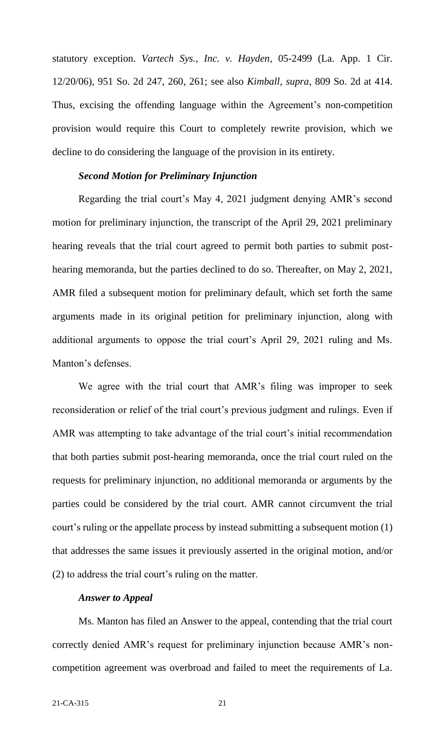statutory exception. *Vartech Sys., Inc. v. Hayden*, 05-2499 (La. App. 1 Cir. 12/20/06), 951 So. 2d 247, 260, 261; see also *Kimball*, *supra*, 809 So. 2d at 414. Thus, excising the offending language within the Agreement's non-competition provision would require this Court to completely rewrite provision, which we decline to do considering the language of the provision in its entirety.

### *Second Motion for Preliminary Injunction*

Regarding the trial court's May 4, 2021 judgment denying AMR's second motion for preliminary injunction, the transcript of the April 29, 2021 preliminary hearing reveals that the trial court agreed to permit both parties to submit post-hearing memoranda, but the parties declined to do so. Thereafter, on May 2, 2021, AMR filed a subsequent motion for preliminary default, which set forth the same arguments made in its original petition for preliminary injunction, along with additional arguments to oppose the trial court's April 29, 2021 ruling and Ms. Manton's defenses.

We agree with the trial court that AMR's filing was improper to seek reconsideration or relief of the trial court's previous judgment and rulings. Even if AMR was attempting to take advantage of the trial court's initial recommendation that both parties submit post-hearing memoranda, once the trial court ruled on the requests for preliminary injunction, no additional memoranda or arguments by the parties could be considered by the trial court. AMR cannot circumvent the trial court's ruling or the appellate process by instead submitting a subsequent motion (1) that addresses the same issues it previously asserted in the original motion, and/or (2) to address the trial court's ruling on the matter.

### *Answer to Appeal*

Ms. Manton has filed an Answer to the appeal, contending that the trial court correctly denied AMR's request for preliminary injunction because AMR's non-competition agreement was overbroad and failed to meet the requirements of La.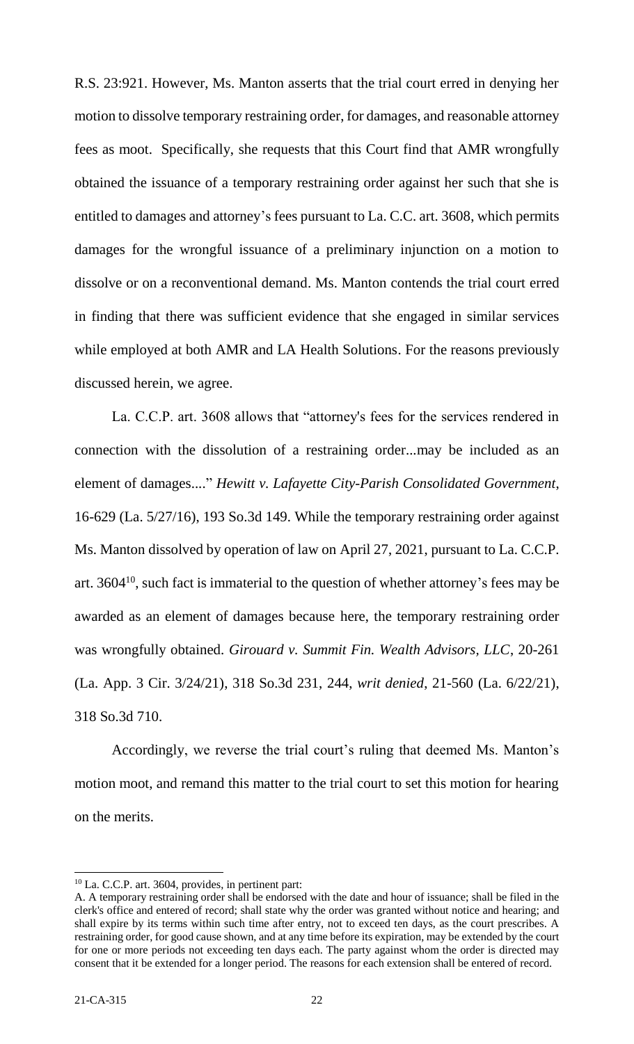R.S. 23:921. However, Ms. Manton asserts that the trial court erred in denying her motion to dissolve temporary restraining order, for damages, and reasonable attorney fees as moot. Specifically, she requests that this Court find that AMR wrongfully obtained the issuance of a temporary restraining order against her such that she is entitled to damages and attorney's fees pursuant to La. C.C. art. 3608, which permits damages for the wrongful issuance of a preliminary injunction on a motion to dissolve or on a reconventional demand. Ms. Manton contends the trial court erred in finding that there was sufficient evidence that she engaged in similar services while employed at both AMR and LA Health Solutions. For the reasons previously discussed herein, we agree.

La. C.C.P. art. 3608 allows that "attorney's fees for the services rendered in connection with the dissolution of a restraining order...may be included as an element of damages...." *Hewitt v. Lafayette City-Parish Consolidated Government*, 16-629 (La. 5/27/16), 193 So.3d 149. While the temporary restraining order against Ms. Manton dissolved by operation of law on April 27, 2021, pursuant to La. C.C.P. art. 3604[10], such fact is immaterial to the question of whether attorney's fees may be awarded as an element of damages because here, the temporary restraining order was wrongfully obtained. *Girouard v. Summit Fin. Wealth Advisors, LLC*, 20-261 (La. App. 3 Cir. 3/24/21), 318 So.3d 231, 244, *writ denied*, 21-560 (La. 6/22/21), 318 So.3d 710.

Accordingly, we reverse the trial court's ruling that deemed Ms. Manton's motion moot, and remand this matter to the trial court to set this motion for hearing on the merits.

---

[10] La. C.C.P. art. 3604, provides, in pertinent part:

A. A temporary restraining order shall be endorsed with the date and hour of issuance; shall be filed in the clerk's office and entered of record; shall state why the order was granted without notice and hearing; and shall expire by its terms within such time after entry, not to exceed ten days, as the court prescribes. A restraining order, for good cause shown, and at any time before its expiration, may be extended by the court for one or more periods not exceeding ten days each. The party against whom the order is directed may consent that it be extended for a longer period. The reasons for each extension shall be entered of record.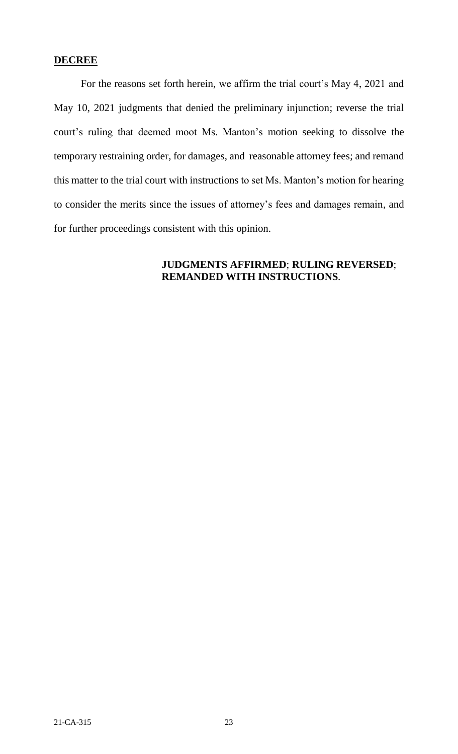## DECREE

For the reasons set forth herein, we affirm the trial court's May 4, 2021 and May 10, 2021 judgments that denied the preliminary injunction; reverse the trial court's ruling that deemed moot Ms. Manton's motion seeking to dissolve the temporary restraining order, for damages, and reasonable attorney fees; and remand this matter to the trial court with instructions to set Ms. Manton's motion for hearing to consider the merits since the issues of attorney's fees and damages remain, and for further proceedings consistent with this opinion.

**JUDGMENTS AFFIRMED**; **RULING REVERSED**; **REMANDED WITH INSTRUCTIONS**.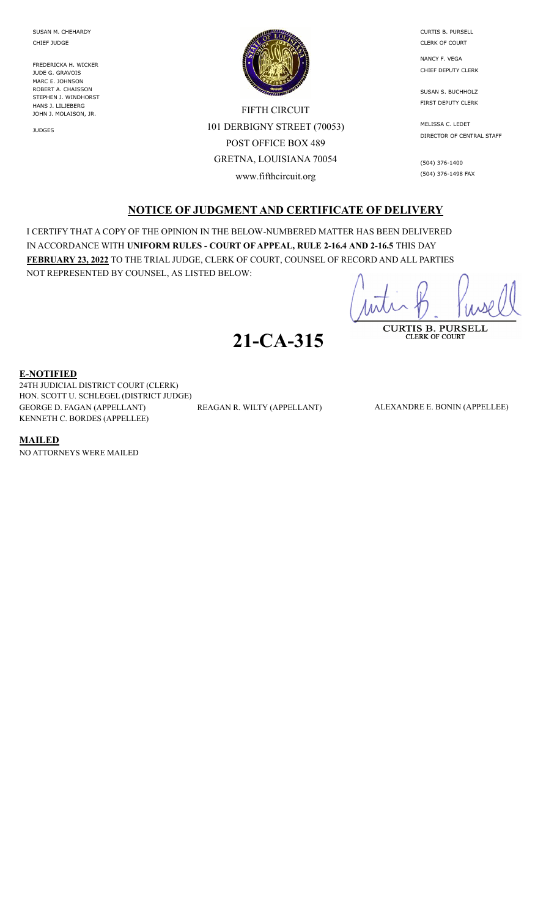SUSAN M. CHEHARDY
CHIEF JUDGE

FREDERICKA H. WICKER
JUDE G. GRAVOIS
MARC E. JOHNSON
ROBERT A. CHAISSON
STEPHEN J. WINDHORST
HANS J. LILJEBERG
JOHN J. MOLAISON, JR.

JUDGES

FIFTH CIRCUIT
101 DERBIGNY STREET (70053)
POST OFFICE BOX 489
GRETNA, LOUISIANA 70054
www.fifthcircuit.org

CURTIS B. PURSELL
CLERK OF COURT

NANCY F. VEGA
CHIEF DEPUTY CLERK

SUSAN S. BUCHHOLZ
FIRST DEPUTY CLERK

MELISSA C. LEDET
DIRECTOR OF CENTRAL STAFF

(504) 376-1400
(504) 376-1498 FAX

## NOTICE OF JUDGMENT AND CERTIFICATE OF DELIVERY

I CERTIFY THAT A COPY OF THE OPINION IN THE BELOW-NUMBERED MATTER HAS BEEN DELIVERED IN ACCORDANCE WITH **UNIFORM RULES - COURT OF APPEAL, RULE 2-16.4 AND 2-16.5** THIS DAY **FEBRUARY 23, 2022** TO THE TRIAL JUDGE, CLERK OF COURT, COUNSEL OF RECORD AND ALL PARTIES NOT REPRESENTED BY COUNSEL, AS LISTED BELOW:

CURTIS B. PURSELL
CLERK OF COURT

# 21-CA-315

**E-NOTIFIED**

24TH JUDICIAL DISTRICT COURT (CLERK)
HON. SCOTT U. SCHLEGEL (DISTRICT JUDGE)
GEORGE D. FAGAN (APPELLANT)
REAGAN R. WILTY (APPELLANT)
ALEXANDRE E. BONIN (APPELLEE)
KENNETH C. BORDES (APPELLEE)

**MAILED**

NO ATTORNEYS WERE MAILED